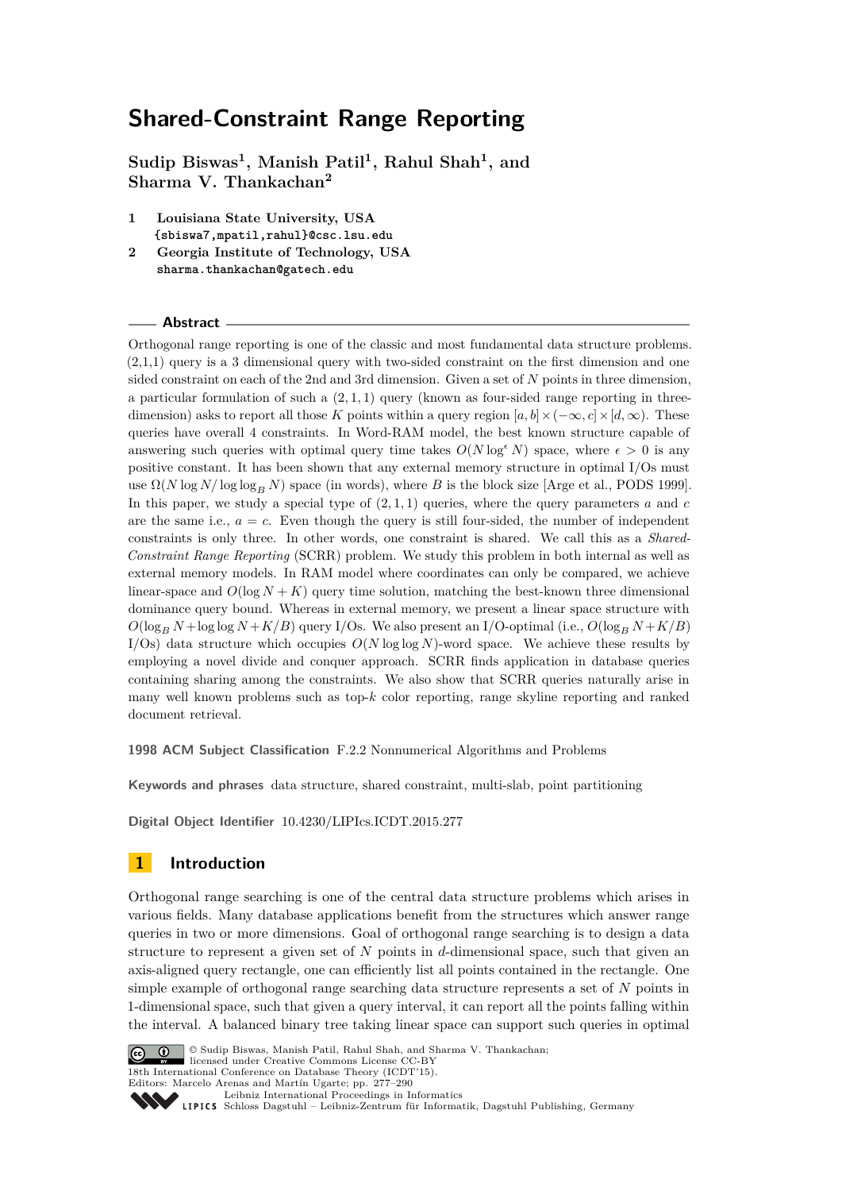# Shared-Constraint Range Reporting

**Sudip Biswas[1], Manish Patil[1], Rahul Shah[1], and Sharma V. Thankachan[2]**

1 **Louisiana State University, USA**
`{sbiswa7,mpatil,rahul}@csc.lsu.edu`

2 **Georgia Institute of Technology, USA**
`sharma.thankachan@gatech.edu`

## Abstract

Orthogonal range reporting is one of the classic and most fundamental data structure problems. (2,1,1) query is a 3 dimensional query with two-sided constraint on the first dimension and one sided constraint on each of the 2nd and 3rd dimension. Given a set of $N$ points in three dimension, a particular formulation of such a $(2,1,1)$ query (known as four-sided range reporting in three-dimension) asks to report all those $K$ points within a query region $[a,b] \times (-\infty, c] \times [d, \infty)$. These queries have overall 4 constraints. In Word-RAM model, the best known structure capable of answering such queries with optimal query time takes $O(N \log^{\epsilon} N)$ space, where $\epsilon > 0$ is any positive constant. It has been shown that any external memory structure in optimal I/Os must use $\Omega(N \log N/ \log \log_B N)$ space (in words), where $B$ is the block size [Arge et al., PODS 1999]. In this paper, we study a special type of $(2,1,1)$ queries, where the query parameters $a$ and $c$ are the same i.e., $a = c$. Even though the query is still four-sided, the number of independent constraints is only three. In other words, one constraint is shared. We call this as a *Shared-Constraint Range Reporting* (SCRR) problem. We study this problem in both internal as well as external memory models. In RAM model where coordinates can only be compared, we achieve linear-space and $O(\log N + K)$ query time solution, matching the best-known three dimensional dominance query bound. Whereas in external memory, we present a linear space structure with $O(\log_B N + \log \log N + K/B)$ query I/Os. We also present an I/O-optimal (i.e., $O(\log_B N + K/B)$ I/Os) data structure which occupies $O(N \log \log N)$-word space. We achieve these results by employing a novel divide and conquer approach. SCRR finds application in database queries containing sharing among the constraints. We also show that SCRR queries naturally arise in many well known problems such as top-$k$ color reporting, range skyline reporting and ranked document retrieval.

**1998 ACM Subject Classification** F.2.2 Nonnumerical Algorithms and Problems

**Keywords and phrases** data structure, shared constraint, multi-slab, point partitioning

**Digital Object Identifier** 10.4230/LIPIcs.ICDT.2015.277

## 1 Introduction

Orthogonal range searching is one of the central data structure problems which arises in various fields. Many database applications benefit from the structures which answer range queries in two or more dimensions. Goal of orthogonal range searching is to design a data structure to represent a given set of $N$ points in $d$-dimensional space, such that given an axis-aligned query rectangle, one can efficiently list all points contained in the rectangle. One simple example of orthogonal range searching data structure represents a set of $N$ points in 1-dimensional space, such that given a query interval, it can report all the points falling within the interval. A balanced binary tree taking linear space can support such queries in optimal

© Sudip Biswas, Manish Patil, Rahul Shah, and Sharma V. Thankachan;
licensed under Creative Commons License CC-BY
18th International Conference on Database Theory (ICDT'15).
Editors: Marcelo Arenas and Martín Ugarte; pp. 277–290
Leibniz International Proceedings in Informatics
LIPICS Schloss Dagstuhl – Leibniz-Zentrum für Informatik, Dagstuhl Publishing, Germany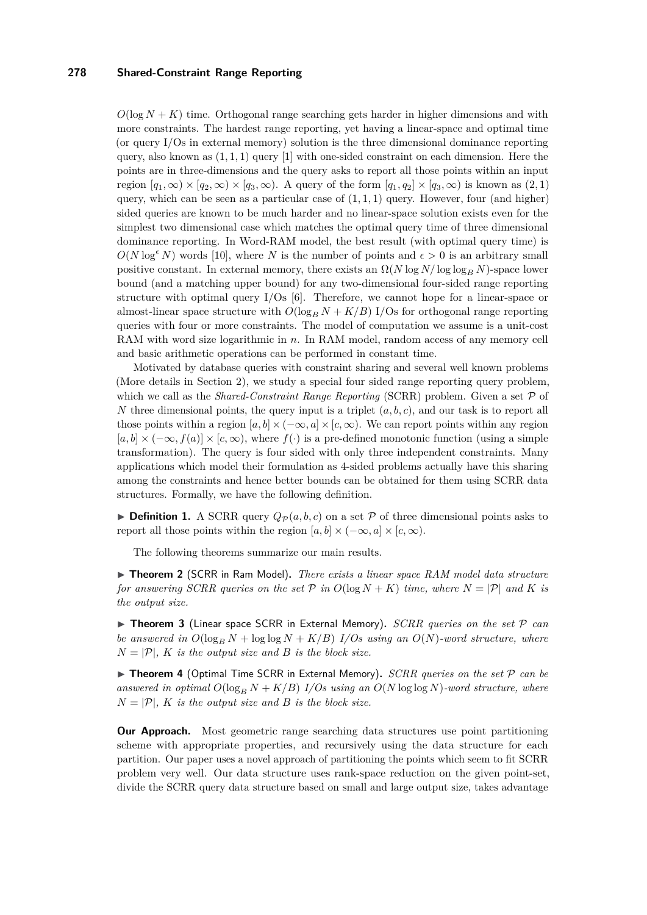$O(\log N + K)$ time. Orthogonal range searching gets harder in higher dimensions and with more constraints. The hardest range reporting, yet having a linear-space and optimal time (or query I/Os in external memory) solution is the three dimensional dominance reporting query, also known as $(1, 1, 1)$ query [1] with one-sided constraint on each dimension. Here the points are in three-dimensions and the query asks to report all those points within an input region $[q_1, \infty) \times [q_2, \infty) \times [q_3, \infty)$. A query of the form $[q_1, q_2] \times [q_3, \infty)$ is known as $(2, 1)$ query, which can be seen as a particular case of $(1, 1, 1)$ query. However, four (and higher) sided queries are known to be much harder and no linear-space solution exists even for the simplest two dimensional case which matches the optimal query time of three dimensional dominance reporting. In Word-RAM model, the best result (with optimal query time) is $O(N \log^{\epsilon} N)$ words [10], where $N$ is the number of points and $\epsilon > 0$ is an arbitrary small positive constant. In external memory, there exists an $\Omega(N \log N / \log \log_B N)$-space lower bound (and a matching upper bound) for any two-dimensional four-sided range reporting structure with optimal query I/Os [6]. Therefore, we cannot hope for a linear-space or almost-linear space structure with $O(\log_B N + K/B)$ I/Os for orthogonal range reporting queries with four or more constraints. The model of computation we assume is a unit-cost RAM with word size logarithmic in $n$. In RAM model, random access of any memory cell and basic arithmetic operations can be performed in constant time.

Motivated by database queries with constraint sharing and several well known problems (More details in Section 2), we study a special four sided range reporting query problem, which we call as the *Shared-Constraint Range Reporting* (SCRR) problem. Given a set $\mathcal{P}$ of $N$ three dimensional points, the query input is a triplet $(a, b, c)$, and our task is to report all those points within a region $[a, b] \times (-\infty, a] \times [c, \infty)$. We can report points within any region $[a, b] \times (-\infty, f(a)] \times [c, \infty)$, where $f(\cdot)$ is a pre-defined monotonic function (using a simple transformation). The query is four sided with only three independent constraints. Many applications which model their formulation as 4-sided problems actually have this sharing among the constraints and hence better bounds can be obtained for them using SCRR data structures. Formally, we have the following definition.

► **Definition 1.** A SCRR query $Q_{\mathcal{P}}(a, b, c)$ on a set $\mathcal{P}$ of three dimensional points asks to report all those points within the region $[a, b] \times (-\infty, a] \times [c, \infty)$.

The following theorems summarize our main results.

► **Theorem 2** (SCRR in Ram Model)**.** *There exists a linear space RAM model data structure for answering SCRR queries on the set $\mathcal{P}$ in $O(\log N + K)$ time, where $N = |\mathcal{P}|$ and $K$ is the output size.*

► **Theorem 3** (Linear space SCRR in External Memory)**.** *SCRR queries on the set $\mathcal{P}$ can be answered in $O(\log_B N + \log \log N + K/B)$ I/Os using an $O(N)$-word structure, where $N = |\mathcal{P}|$, $K$ is the output size and $B$ is the block size.*

► **Theorem 4** (Optimal Time SCRR in External Memory)**.** *SCRR queries on the set $\mathcal{P}$ can be answered in optimal $O(\log_B N + K/B)$ I/Os using an $O(N \log \log N)$-word structure, where $N = |\mathcal{P}|$, $K$ is the output size and $B$ is the block size.*

**Our Approach.** Most geometric range searching data structures use point partitioning scheme with appropriate properties, and recursively using the data structure for each partition. Our paper uses a novel approach of partitioning the points which seem to fit SCRR problem very well. Our data structure uses rank-space reduction on the given point-set, divide the SCRR query data structure based on small and large output size, takes advantage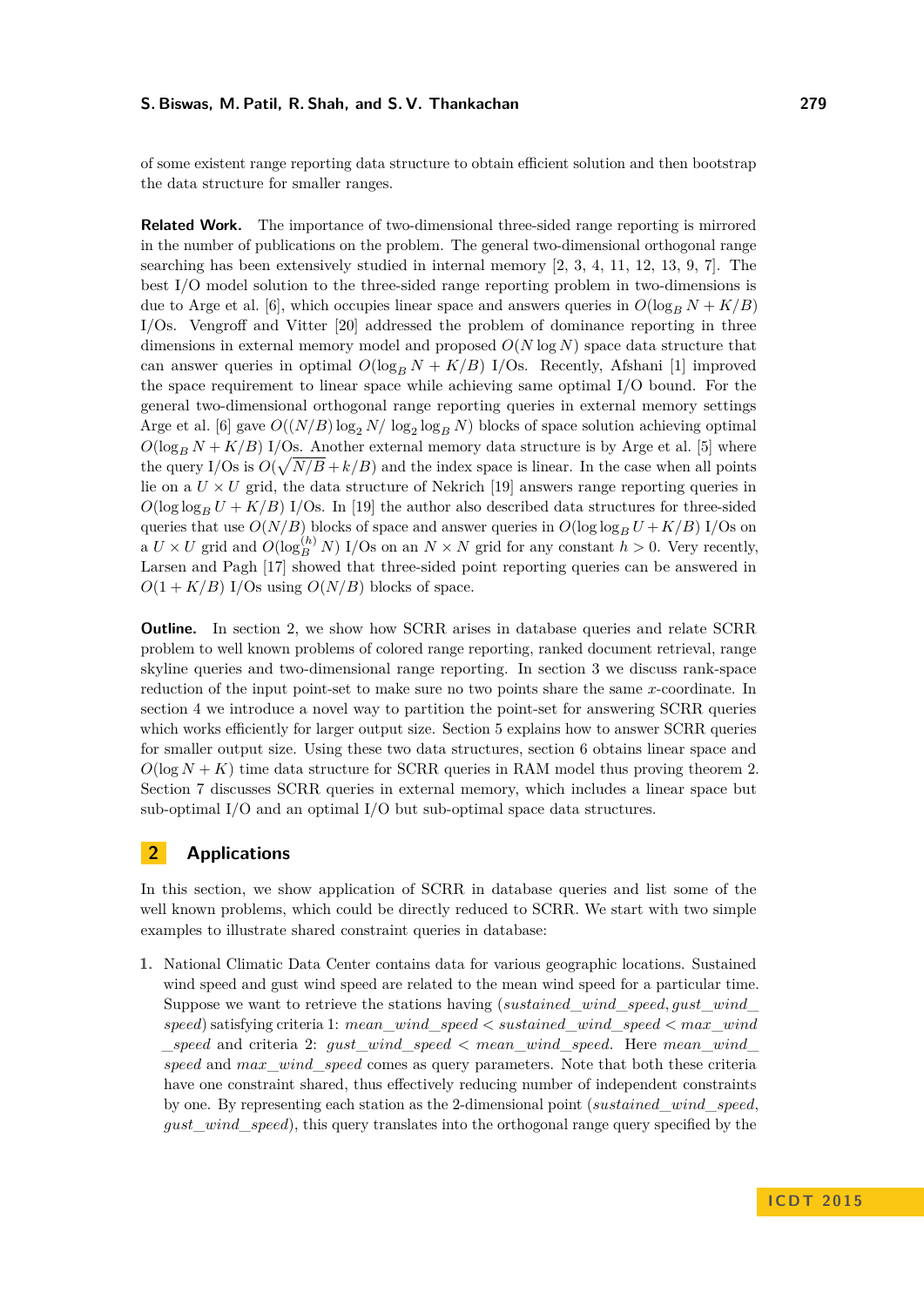of some existent range reporting data structure to obtain efficient solution and then bootstrap the data structure for smaller ranges.

**Related Work.** The importance of two-dimensional three-sided range reporting is mirrored in the number of publications on the problem. The general two-dimensional orthogonal range searching has been extensively studied in internal memory [2, 3, 4, 11, 12, 13, 9, 7]. The best I/O model solution to the three-sided range reporting problem in two-dimensions is due to Arge et al. [6], which occupies linear space and answers queries in $O(\log_B N + K/B)$ I/Os. Vengroff and Vitter [20] addressed the problem of dominance reporting in three dimensions in external memory model and proposed $O(N \log N)$ space data structure that can answer queries in optimal $O(\log_B N + K/B)$ I/Os. Recently, Afshani [1] improved the space requirement to linear space while achieving same optimal I/O bound. For the general two-dimensional orthogonal range reporting queries in external memory settings Arge et al. [6] gave $O((N/B) \log_2 N/ \log_2 \log_B N)$ blocks of space solution achieving optimal $O(\log_B N + K/B)$ I/Os. Another external memory data structure is by Arge et al. [5] where the query I/Os is $O(\sqrt{N/B} + k/B)$ and the index space is linear. In the case when all points lie on a $U \times U$ grid, the data structure of Nekrich [19] answers range reporting queries in $O(\log \log_B U + K/B)$ I/Os. In [19] the author also described data structures for three-sided queries that use $O(N/B)$ blocks of space and answer queries in $O(\log \log_B U + K/B)$ I/Os on a $U \times U$ grid and $O(\log_B^{(h)} N)$ I/Os on an $N \times N$ grid for any constant $h > 0$. Very recently, Larsen and Pagh [17] showed that three-sided point reporting queries can be answered in $O(1 + K/B)$ I/Os using $O(N/B)$ blocks of space.

**Outline.** In section 2, we show how SCRR arises in database queries and relate SCRR problem to well known problems of colored range reporting, ranked document retrieval, range skyline queries and two-dimensional range reporting. In section 3 we discuss rank-space reduction of the input point-set to make sure no two points share the same $x$-coordinate. In section 4 we introduce a novel way to partition the point-set for answering SCRR queries which works efficiently for larger output size. Section 5 explains how to answer SCRR queries for smaller output size. Using these two data structures, section 6 obtains linear space and $O(\log N + K)$ time data structure for SCRR queries in RAM model thus proving theorem 2. Section 7 discusses SCRR queries in external memory, which includes a linear space but sub-optimal I/O and an optimal I/O but sub-optimal space data structures.

## 2 Applications

In this section, we show application of SCRR in database queries and list some of the well known problems, which could be directly reduced to SCRR. We start with two simple examples to illustrate shared constraint queries in database:

1. National Climatic Data Center contains data for various geographic locations. Sustained wind speed and gust wind speed are related to the mean wind speed for a particular time. Suppose we want to retrieve the stations having (*sustained_wind_speed*, *gust_wind_speed*) satisfying criteria 1: *mean_wind_speed* < *sustained_wind_speed* < *max_wind_speed* and criteria 2: *gust_wind_speed* < *mean_wind_speed*. Here *mean_wind_speed* and *max_wind_speed* comes as query parameters. Note that both these criteria have one constraint shared, thus effectively reducing number of independent constraints by one. By representing each station as the 2-dimensional point (*sustained_wind_speed*, *gust_wind_speed*), this query translates into the orthogonal range query specified by the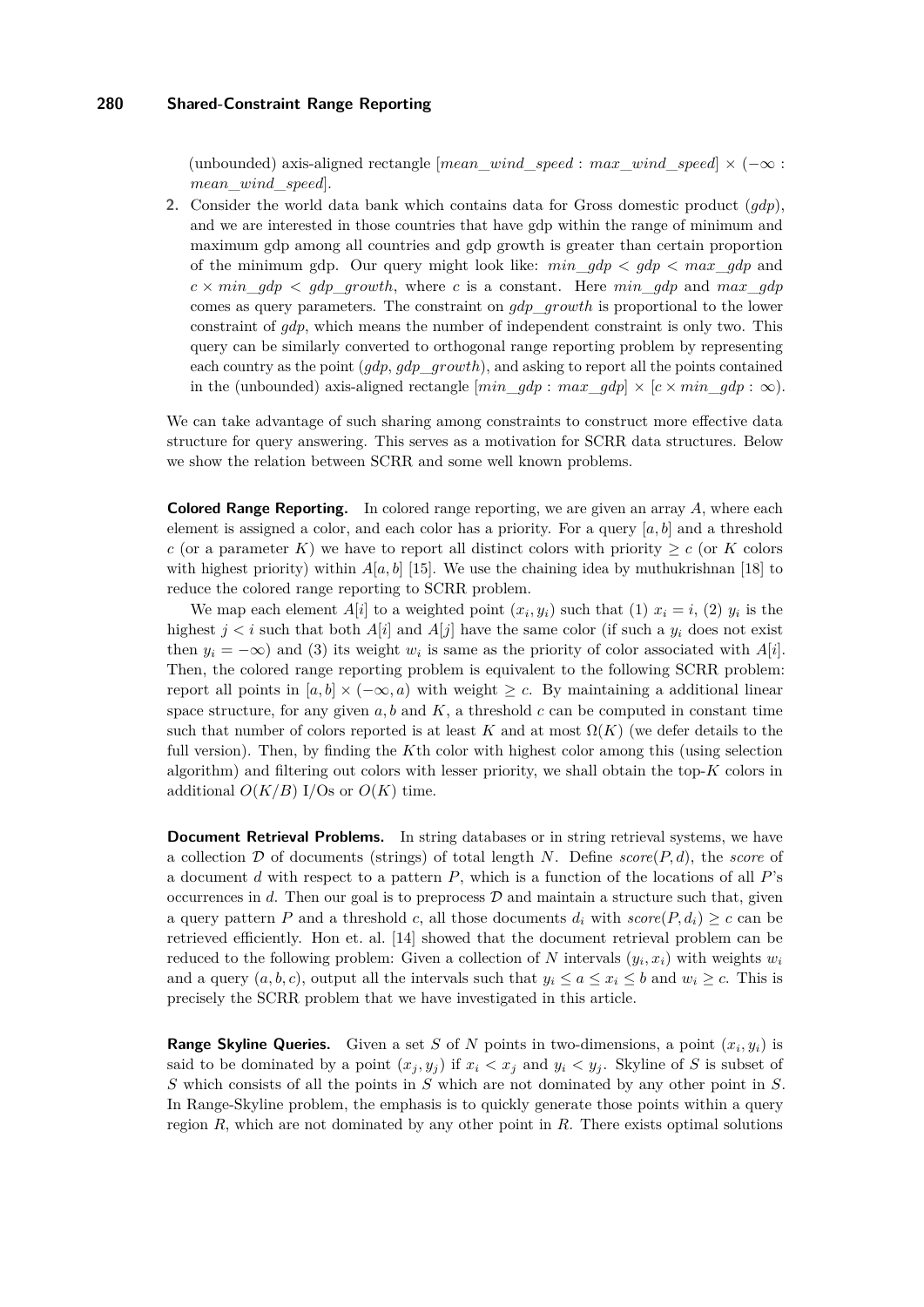(unbounded) axis-aligned rectangle $[mean\_wind\_speed : max\_wind\_speed] \times (-\infty : mean\_wind\_speed]$.

2. Consider the world data bank which contains data for Gross domestic product ($gdp$), and we are interested in those countries that have gdp within the range of minimum and maximum gdp among all countries and gdp growth is greater than certain proportion of the minimum gdp. Our query might look like: $min\_gdp < gdp < max\_gdp$ and $c \times min\_gdp < gdp\_growth$, where $c$ is a constant. Here $min\_gdp$ and $max\_gdp$ comes as query parameters. The constraint on $gdp\_growth$ is proportional to the lower constraint of $gdp$, which means the number of independent constraint is only two. This query can be similarly converted to orthogonal range reporting problem by representing each country as the point ($gdp$, $gdp\_growth$), and asking to report all the points contained in the (unbounded) axis-aligned rectangle $[min\_gdp : max\_gdp] \times [c \times min\_gdp : \infty)$.

We can take advantage of such sharing among constraints to construct more effective data structure for query answering. This serves as a motivation for SCRR data structures. Below we show the relation between SCRR and some well known problems.

**Colored Range Reporting.** In colored range reporting, we are given an array $A$, where each element is assigned a color, and each color has a priority. For a query $[a, b]$ and a threshold $c$ (or a parameter $K$) we have to report all distinct colors with priority $\geq c$ (or $K$ colors with highest priority) within $A[a, b]$ [15]. We use the chaining idea by muthukrishnan [18] to reduce the colored range reporting to SCRR problem.

We map each element $A[i]$ to a weighted point $(x_i, y_i)$ such that (1) $x_i = i$, (2) $y_i$ is the highest $j < i$ such that both $A[i]$ and $A[j]$ have the same color (if such a $y_i$ does not exist then $y_i = -\infty$) and (3) its weight $w_i$ is same as the priority of color associated with $A[i]$. Then, the colored range reporting problem is equivalent to the following SCRR problem: report all points in $[a, b] \times (-\infty, a)$ with weight $\geq c$. By maintaining a additional linear space structure, for any given $a, b$ and $K$, a threshold $c$ can be computed in constant time such that number of colors reported is at least $K$ and at most $\Omega(K)$ (we defer details to the full version). Then, by finding the $K$th color with highest color among this (using selection algorithm) and filtering out colors with lesser priority, we shall obtain the top-$K$ colors in additional $O(K/B)$ I/Os or $O(K)$ time.

**Document Retrieval Problems.** In string databases or in string retrieval systems, we have a collection $\mathcal{D}$ of documents (strings) of total length $N$. Define $score(P, d)$, the *score* of a document $d$ with respect to a pattern $P$, which is a function of the locations of all $P$'s occurrences in $d$. Then our goal is to preprocess $\mathcal{D}$ and maintain a structure such that, given a query pattern $P$ and a threshold $c$, all those documents $d_i$ with $score(P, d_i) \geq c$ can be retrieved efficiently. Hon et. al. [14] showed that the document retrieval problem can be reduced to the following problem: Given a collection of $N$ intervals $(y_i, x_i)$ with weights $w_i$ and a query $(a, b, c)$, output all the intervals such that $y_i \leq a \leq x_i \leq b$ and $w_i \geq c$. This is precisely the SCRR problem that we have investigated in this article.

**Range Skyline Queries.** Given a set $S$ of $N$ points in two-dimensions, a point $(x_i, y_i)$ is said to be dominated by a point $(x_j, y_j)$ if $x_i < x_j$ and $y_i < y_j$. Skyline of $S$ is subset of $S$ which consists of all the points in $S$ which are not dominated by any other point in $S$. In Range-Skyline problem, the emphasis is to quickly generate those points within a query region $R$, which are not dominated by any other point in $R$. There exists optimal solutions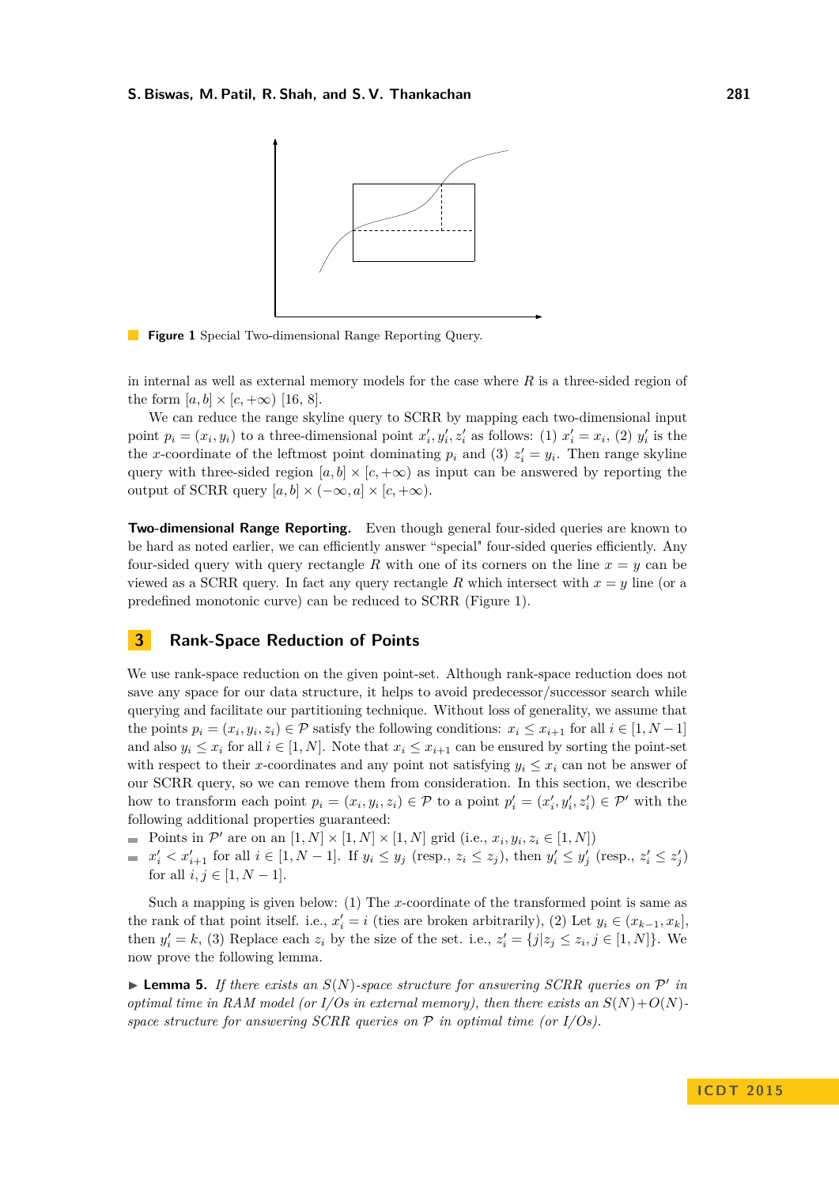**Figure 1** Special Two-dimensional Range Reporting Query.

in internal as well as external memory models for the case where $R$ is a three-sided region of the form $[a, b] \times [c, +\infty)$ [16, 8].

We can reduce the range skyline query to SCRR by mapping each two-dimensional input point $p_i = (x_i, y_i)$ to a three-dimensional point $x'_i, y'_i, z'_i$ as follows: (1) $x'_i = x_i$, (2) $y'_i$ is the the $x$-coordinate of the leftmost point dominating $p_i$ and (3) $z'_i = y_i$. Then range skyline query with three-sided region $[a, b] \times [c, +\infty)$ as input can be answered by reporting the output of SCRR query $[a, b] \times (-\infty, a] \times [c, +\infty)$.

**Two-dimensional Range Reporting.** Even though general four-sided queries are known to be hard as noted earlier, we can efficiently answer "special" four-sided queries efficiently. Any four-sided query with query rectangle $R$ with one of its corners on the line $x = y$ can be viewed as a SCRR query. In fact any query rectangle $R$ which intersect with $x = y$ line (or a predefined monotonic curve) can be reduced to SCRR (Figure 1).

## 3 Rank-Space Reduction of Points

We use rank-space reduction on the given point-set. Although rank-space reduction does not save any space for our data structure, it helps to avoid predecessor/successor search while querying and facilitate our partitioning technique. Without loss of generality, we assume that the points $p_i = (x_i, y_i, z_i) \in \mathcal{P}$ satisfy the following conditions: $x_i \leq x_{i+1}$ for all $i \in [1, N-1]$ and also $y_i \leq x_i$ for all $i \in [1, N]$. Note that $x_i \leq x_{i+1}$ can be ensured by sorting the point-set with respect to their $x$-coordinates and any point not satisfying $y_i \leq x_i$ can not be answer of our SCRR query, so we can remove them from consideration. In this section, we describe how to transform each point $p_i = (x_i, y_i, z_i) \in \mathcal{P}$ to a point $p'_i = (x'_i, y'_i, z'_i) \in \mathcal{P}'$ with the following additional properties guaranteed:

- Points in $\mathcal{P}'$ are on an $[1, N] \times [1, N] \times [1, N]$ grid (i.e., $x_i, y_i, z_i \in [1, N]$)
- $x'_i < x'_{i+1}$ for all $i \in [1, N-1]$. If $y_i \leq y_j$ (resp., $z_i \leq z_j$), then $y'_i \leq y'_j$ (resp., $z'_i \leq z'_j$) for all $i, j \in [1, N-1]$.

Such a mapping is given below: (1) The $x$-coordinate of the transformed point is same as the rank of that point itself. i.e., $x'_i = i$ (ties are broken arbitrarily), (2) Let $y_i \in (x_{k-1}, x_k]$, then $y'_i = k$, (3) Replace each $z_i$ by the size of the set. i.e., $z'_i = \{j | z_j \leq z_i, j \in [1, N]\}$. We now prove the following lemma.

▶ **Lemma 5.** *If there exists an $S(N)$-space structure for answering SCRR queries on $\mathcal{P}'$ in optimal time in RAM model (or I/Os in external memory), then there exists an $S(N) + O(N)$-space structure for answering SCRR queries on $\mathcal{P}$ in optimal time (or I/Os).*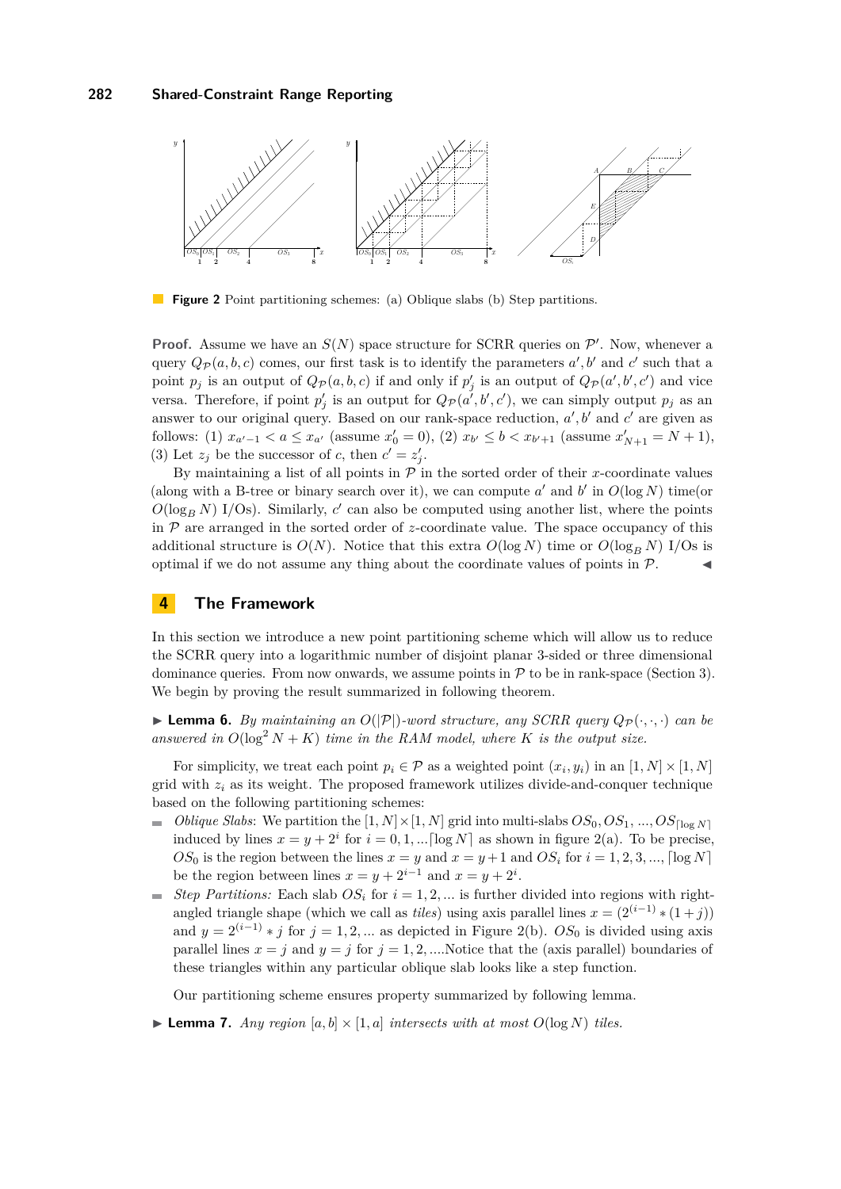**Figure 2** Point partitioning schemes: (a) Oblique slabs (b) Step partitions.

**Proof.** Assume we have an $S(N)$ space structure for SCRR queries on $\mathcal{P}'$. Now, whenever a query $Q_{\mathcal{P}}(a,b,c)$ comes, our first task is to identify the parameters $a',b'$ and $c'$ such that a point $p_j$ is an output of $Q_{\mathcal{P}}(a,b,c)$ if and only if $p'_j$ is an output of $Q_{\mathcal{P}}(a',b',c')$ and vice versa. Therefore, if point $p'_j$ is an output for $Q_{\mathcal{P}}(a',b',c')$, we can simply output $p_j$ as an answer to our original query. Based on our rank-space reduction, $a',b'$ and $c'$ are given as follows: (1) $x_{a'-1} < a \leq x_{a'}$ (assume $x'_0 = 0$), (2) $x_{b'} \leq b < x_{b'+1}$ (assume $x'_{N+1} = N+1$), (3) Let $z_j$ be the successor of $c$, then $c' = z'_j$.

By maintaining a list of all points in $\mathcal{P}$ in the sorted order of their $x$-coordinate values (along with a B-tree or binary search over it), we can compute $a'$ and $b'$ in $O(\log N)$ time(or $O(\log_B N)$ I/Os). Similarly, $c'$ can also be computed using another list, where the points in $\mathcal{P}$ are arranged in the sorted order of $z$-coordinate value. The space occupancy of this additional structure is $O(N)$. Notice that this extra $O(\log N)$ time or $O(\log_B N)$ I/Os is optimal if we do not assume any thing about the coordinate values of points in $\mathcal{P}$. ◀

## 4 The Framework

In this section we introduce a new point partitioning scheme which will allow us to reduce the SCRR query into a logarithmic number of disjoint planar 3-sided or three dimensional dominance queries. From now onwards, we assume points in $\mathcal{P}$ to be in rank-space (Section 3). We begin by proving the result summarized in following theorem.

▶ **Lemma 6.** *By maintaining an $O(|\mathcal{P}|)$-word structure, any SCRR query $Q_{\mathcal{P}}(\cdot,\cdot,\cdot)$ can be answered in $O(\log^2 N + K)$ time in the RAM model, where $K$ is the output size.*

For simplicity, we treat each point $p_i \in \mathcal{P}$ as a weighted point $(x_i, y_i)$ in an $[1,N] \times [1,N]$ grid with $z_i$ as its weight. The proposed framework utilizes divide-and-conquer technique based on the following partitioning schemes:

- *Oblique Slabs*: We partition the $[1,N]\times[1,N]$ grid into multi-slabs $OS_0, OS_1, ..., OS_{\lceil \log N \rceil}$ induced by lines $x = y + 2^i$ for $i = 0, 1, ... \lceil \log N \rceil$ as shown in figure 2(a). To be precise, $OS_0$ is the region between the lines $x = y$ and $x = y+1$ and $OS_i$ for $i = 1, 2, 3, ..., \lceil \log N \rceil$ be the region between lines $x = y + 2^{i-1}$ and $x = y + 2^i$.
- *Step Partitions:* Each slab $OS_i$ for $i = 1, 2, ...$ is further divided into regions with right-angled triangle shape (which we call as *tiles*) using axis parallel lines $x = (2^{(i-1)} * (1+j))$ and $y = 2^{(i-1)} * j$ for $j = 1, 2, ...$ as depicted in Figure 2(b). $OS_0$ is divided using axis parallel lines $x = j$ and $y = j$ for $j = 1, 2, ....$Notice that the (axis parallel) boundaries of these triangles within any particular oblique slab looks like a step function.

Our partitioning scheme ensures property summarized by following lemma.

▶ **Lemma 7.** *Any region $[a,b] \times [1,a]$ intersects with at most $O(\log N)$ tiles.*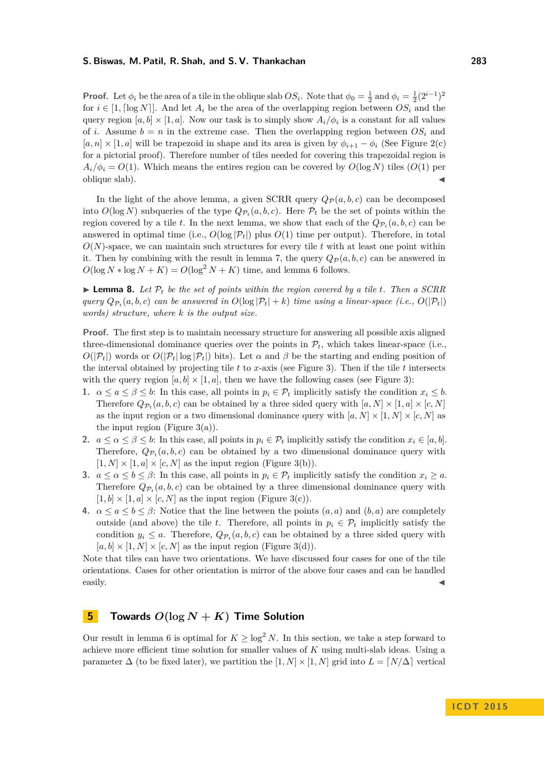**Proof.** Let $\phi_i$ be the area of a tile in the oblique slab $OS_i$. Note that $\phi_0 = \frac{1}{2}$ and $\phi_i = \frac{1}{2}(2^{i-1})^2$ for $i \in [1, \lceil \log N \rceil]$. And let $A_i$ be the area of the overlapping region between $OS_i$ and the query region $[a, b] \times [1, a]$. Now our task is to simply show $A_i/\phi_i$ is a constant for all values of $i$. Assume $b = n$ in the extreme case. Then the overlapping region between $OS_i$ and $[a, n] \times [1, a]$ will be trapezoid in shape and its area is given by $\phi_{i+1} - \phi_i$ (See Figure 2(c) for a pictorial proof). Therefore number of tiles needed for covering this trapezoidal region is $A_i/\phi_i = O(1)$. Which means the entires region can be covered by $O(\log N)$ tiles ($O(1)$ per oblique slab). ◀

In the light of the above lemma, a given SCRR query $Q_{\mathcal{P}}(a, b, c)$ can be decomposed into $O(\log N)$ subqueries of the type $Q_{\mathcal{P}_t}(a, b, c)$. Here $\mathcal{P}_t$ be the set of points within the region covered by a tile $t$. In the next lemma, we show that each of the $Q_{\mathcal{P}_t}(a, b, c)$ can be answered in optimal time (i.e., $O(\log |\mathcal{P}_t|)$ plus $O(1)$ time per output). Therefore, in total $O(N)$-space, we can maintain such structures for every tile $t$ with at least one point within it. Then by combining with the result in lemma 7, the query $Q_{\mathcal{P}}(a, b, c)$ can be answered in $O(\log N * \log N + K) = O(\log^2 N + K)$ time, and lemma 6 follows.

▶ **Lemma 8.** *Let $\mathcal{P}_t$ be the set of points within the region covered by a tile $t$. Then a SCRR query $Q_{\mathcal{P}_t}(a, b, c)$ can be answered in $O(\log |\mathcal{P}_t| + k)$ time using a linear-space (i.e., $O(|\mathcal{P}_t|)$ words) structure, where $k$ is the output size.*

**Proof.** The first step is to maintain necessary structure for answering all possible axis aligned three-dimensional dominance queries over the points in $\mathcal{P}_t$, which takes linear-space (i.e., $O(|\mathcal{P}_t|)$ words or $O(|\mathcal{P}_t| \log |\mathcal{P}_t|)$ bits). Let $\alpha$ and $\beta$ be the starting and ending position of the interval obtained by projecting tile $t$ to $x$-axis (see Figure 3). Then if the tile $t$ intersects with the query region $[a, b] \times [1, a]$, then we have the following cases (see Figure 3):

1. $\alpha \le a \le \beta \le b$: In this case, all points in $p_i \in \mathcal{P}_t$ implicitly satisfy the condition $x_i \le b$. Therefore $Q_{\mathcal{P}_t}(a, b, c)$ can be obtained by a three sided query with $[a, N] \times [1, a] \times [c, N]$ as the input region or a two dimensional dominance query with $[a, N] \times [1, N] \times [c, N]$ as the input region (Figure 3(a)).
2. $a \le \alpha \le \beta \le b$: In this case, all points in $p_i \in \mathcal{P}_t$ implicitly satisfy the condition $x_i \in [a, b]$. Therefore, $Q_{\mathcal{P}_t}(a, b, c)$ can be obtained by a two dimensional dominance query with $[1, N] \times [1, a] \times [c, N]$ as the input region (Figure 3(b)).
3. $a \le \alpha \le b \le \beta$: In this case, all points in $p_i \in \mathcal{P}_t$ implicitly satisfy the condition $x_i \ge a$. Therefore $Q_{\mathcal{P}_t}(a, b, c)$ can be obtained by a three dimensional dominance query with $[1, b] \times [1, a] \times [c, N]$ as the input region (Figure 3(c)).
4. $\alpha \le a \le b \le \beta$: Notice that the line between the points $(a, a)$ and $(b, a)$ are completely outside (and above) the tile $t$. Therefore, all points in $p_i \in \mathcal{P}_t$ implicitly satisfy the condition $y_i \le a$. Therefore, $Q_{\mathcal{P}_t}(a, b, c)$ can be obtained by a three sided query with $[a, b] \times [1, N] \times [c, N]$ as the input region (Figure 3(d)).

Note that tiles can have two orientations. We have discussed four cases for one of the tile orientations. Cases for other orientation is mirror of the above four cases and can be handled easily. ◀

## 5 Towards $O(\log N + K)$ Time Solution

Our result in lemma 6 is optimal for $K \ge \log^2 N$. In this section, we take a step forward to achieve more efficient time solution for smaller values of $K$ using multi-slab ideas. Using a parameter $\Delta$ (to be fixed later), we partition the $[1, N] \times [1, N]$ grid into $L = \lceil N/\Delta \rceil$ vertical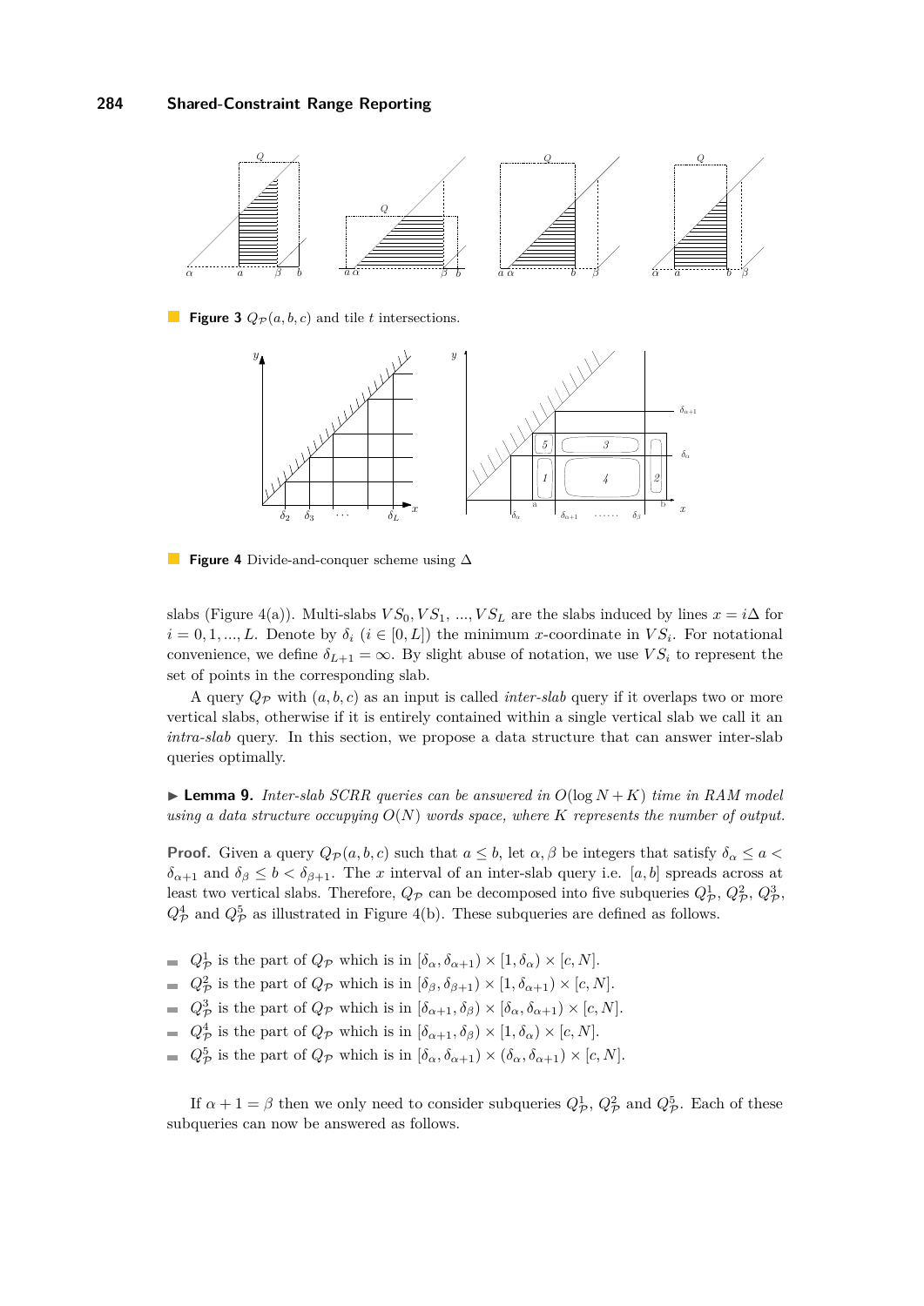**Figure 3** $Q_{\mathcal{P}}(a,b,c)$ and tile $t$ intersections.

**Figure 4** Divide-and-conquer scheme using $\Delta$

slabs (Figure 4(a)). Multi-slabs $VS_0, VS_1, ..., VS_L$ are the slabs induced by lines $x = i\Delta$ for $i = 0, 1, ..., L$. Denote by $\delta_i$ ($i \in [0, L]$) the minimum $x$-coordinate in $VS_i$. For notational convenience, we define $\delta_{L+1} = \infty$. By slight abuse of notation, we use $VS_i$ to represent the set of points in the corresponding slab.

A query $Q_{\mathcal{P}}$ with $(a, b, c)$ as an input is called *inter-slab* query if it overlaps two or more vertical slabs, otherwise if it is entirely contained within a single vertical slab we call it an *intra-slab* query. In this section, we propose a data structure that can answer inter-slab queries optimally.

▶ **Lemma 9.** *Inter-slab SCRR queries can be answered in $O(\log N + K)$ time in RAM model using a data structure occupying $O(N)$ words space, where $K$ represents the number of output.*

**Proof.** Given a query $Q_{\mathcal{P}}(a, b, c)$ such that $a \leq b$, let $\alpha, \beta$ be integers that satisfy $\delta_\alpha \leq a < \delta_{\alpha+1}$ and $\delta_\beta \leq b < \delta_{\beta+1}$. The $x$ interval of an inter-slab query i.e. $[a, b]$ spreads across at least two vertical slabs. Therefore, $Q_{\mathcal{P}}$ can be decomposed into five subqueries $Q^1_{\mathcal{P}}$, $Q^2_{\mathcal{P}}$, $Q^3_{\mathcal{P}}$, $Q^4_{\mathcal{P}}$ and $Q^5_{\mathcal{P}}$ as illustrated in Figure 4(b). These subqueries are defined as follows.

- $Q^1_{\mathcal{P}}$ is the part of $Q_{\mathcal{P}}$ which is in $[\delta_\alpha, \delta_{\alpha+1}) \times [1, \delta_\alpha) \times [c, N]$.
- $Q^2_{\mathcal{P}}$ is the part of $Q_{\mathcal{P}}$ which is in $[\delta_\beta, \delta_{\beta+1}) \times [1, \delta_{\alpha+1}) \times [c, N]$.
- $Q^3_{\mathcal{P}}$ is the part of $Q_{\mathcal{P}}$ which is in $[\delta_{\alpha+1}, \delta_\beta) \times [\delta_\alpha, \delta_{\alpha+1}) \times [c, N]$.
- $Q^4_{\mathcal{P}}$ is the part of $Q_{\mathcal{P}}$ which is in $[\delta_{\alpha+1}, \delta_\beta) \times [1, \delta_\alpha) \times [c, N]$.
- $Q^5_{\mathcal{P}}$ is the part of $Q_{\mathcal{P}}$ which is in $[\delta_\alpha, \delta_{\alpha+1}) \times (\delta_\alpha, \delta_{\alpha+1}) \times [c, N]$.

If $\alpha + 1 = \beta$ then we only need to consider subqueries $Q^1_{\mathcal{P}}$, $Q^2_{\mathcal{P}}$ and $Q^5_{\mathcal{P}}$. Each of these subqueries can now be answered as follows.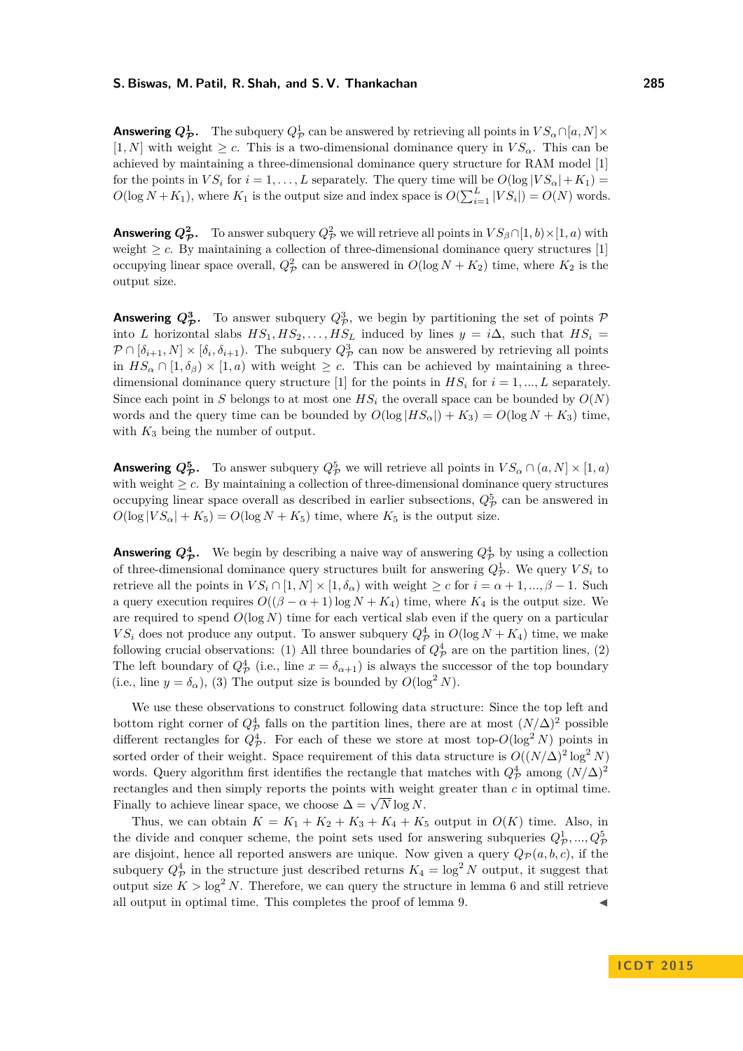**Answering $Q^1_{\mathcal{P}}$.** The subquery $Q^1_{\mathcal{P}}$ can be answered by retrieving all points in $VS_\alpha \cap [a, N] \times [1, N]$ with weight $\geq c$. This is a two-dimensional dominance query in $VS_\alpha$. This can be achieved by maintaining a three-dimensional dominance query structure for RAM model [1] for the points in $VS_i$ for $i = 1, \ldots, L$ separately. The query time will be $O(\log |VS_\alpha| + K_1) = O(\log N + K_1)$, where $K_1$ is the output size and index space is $O(\sum_{i=1}^{L} |VS_i|) = O(N)$ words.

**Answering $Q^2_{\mathcal{P}}$.** To answer subquery $Q^2_{\mathcal{P}}$ we will retrieve all points in $VS_\beta \cap [1, b) \times [1, a)$ with weight $\geq c$. By maintaining a collection of three-dimensional dominance query structures [1] occupying linear space overall, $Q^2_{\mathcal{P}}$ can be answered in $O(\log N + K_2)$ time, where $K_2$ is the output size.

**Answering $Q^3_{\mathcal{P}}$.** To answer subquery $Q^3_{\mathcal{P}}$, we begin by partitioning the set of points $\mathcal{P}$ into $L$ horizontal slabs $HS_1, HS_2, \ldots, HS_L$ induced by lines $y = i\Delta$, such that $HS_i = \mathcal{P} \cap [\delta_{i+1}, N] \times [\delta_i, \delta_{i+1})$. The subquery $Q^3_{\mathcal{P}}$ can now be answered by retrieving all points in $HS_\alpha \cap [1, \delta_\beta) \times [1, a)$ with weight $\geq c$. This can be achieved by maintaining a three-dimensional dominance query structure [1] for the points in $HS_i$ for $i = 1, ..., L$ separately. Since each point in $S$ belongs to at most one $HS_i$ the overall space can be bounded by $O(N)$ words and the query time can be bounded by $O(\log |HS_\alpha|) + K_3) = O(\log N + K_3)$ time, with $K_3$ being the number of output.

**Answering $Q^5_{\mathcal{P}}$.** To answer subquery $Q^5_{\mathcal{P}}$ we will retrieve all points in $VS_\alpha \cap (a, N] \times [1, a)$ with weight $\geq c$. By maintaining a collection of three-dimensional dominance query structures occupying linear space overall as described in earlier subsections, $Q^5_{\mathcal{P}}$ can be answered in $O(\log |VS_\alpha| + K_5) = O(\log N + K_5)$ time, where $K_5$ is the output size.

**Answering $Q^4_{\mathcal{P}}$.** We begin by describing a naive way of answering $Q^4_{\mathcal{P}}$ by using a collection of three-dimensional dominance query structures built for answering $Q^1_{\mathcal{P}}$. We query $VS_i$ to retrieve all the points in $VS_i \cap [1, N] \times [1, \delta_\alpha)$ with weight $\geq c$ for $i = \alpha + 1, ..., \beta - 1$. Such a query execution requires $O((\beta - \alpha + 1) \log N + K_4)$ time, where $K_4$ is the output size. We are required to spend $O(\log N)$ time for each vertical slab even if the query on a particular $VS_i$ does not produce any output. To answer subquery $Q^4_{\mathcal{P}}$ in $O(\log N + K_4)$ time, we make following crucial observations: (1) All three boundaries of $Q^4_{\mathcal{P}}$ are on the partition lines, (2) The left boundary of $Q^4_{\mathcal{P}}$ (i.e., line $x = \delta_{\alpha+1}$) is always the successor of the top boundary (i.e., line $y = \delta_\alpha$), (3) The output size is bounded by $O(\log^2 N)$.

We use these observations to construct following data structure: Since the top left and bottom right corner of $Q^4_{\mathcal{P}}$ falls on the partition lines, there are at most $(N/\Delta)^2$ possible different rectangles for $Q^4_{\mathcal{P}}$. For each of these we store at most top-$O(\log^2 N)$ points in sorted order of their weight. Space requirement of this data structure is $O((N/\Delta)^2 \log^2 N)$ words. Query algorithm first identifies the rectangle that matches with $Q^4_{\mathcal{P}}$ among $(N/\Delta)^2$ rectangles and then simply reports the points with weight greater than $c$ in optimal time. Finally to achieve linear space, we choose $\Delta = \sqrt{N} \log N$.

Thus, we can obtain $K = K_1 + K_2 + K_3 + K_4 + K_5$ output in $O(K)$ time. Also, in the divide and conquer scheme, the point sets used for answering subqueries $Q^1_{\mathcal{P}}, ..., Q^5_{\mathcal{P}}$ are disjoint, hence all reported answers are unique. Now given a query $Q_{\mathcal{P}}(a, b, c)$, if the subquery $Q^4_{\mathcal{P}}$ in the structure just described returns $K_4 = \log^2 N$ output, it suggest that output size $K > \log^2 N$. Therefore, we can query the structure in lemma 6 and still retrieve all output in optimal time. This completes the proof of lemma 9. ◀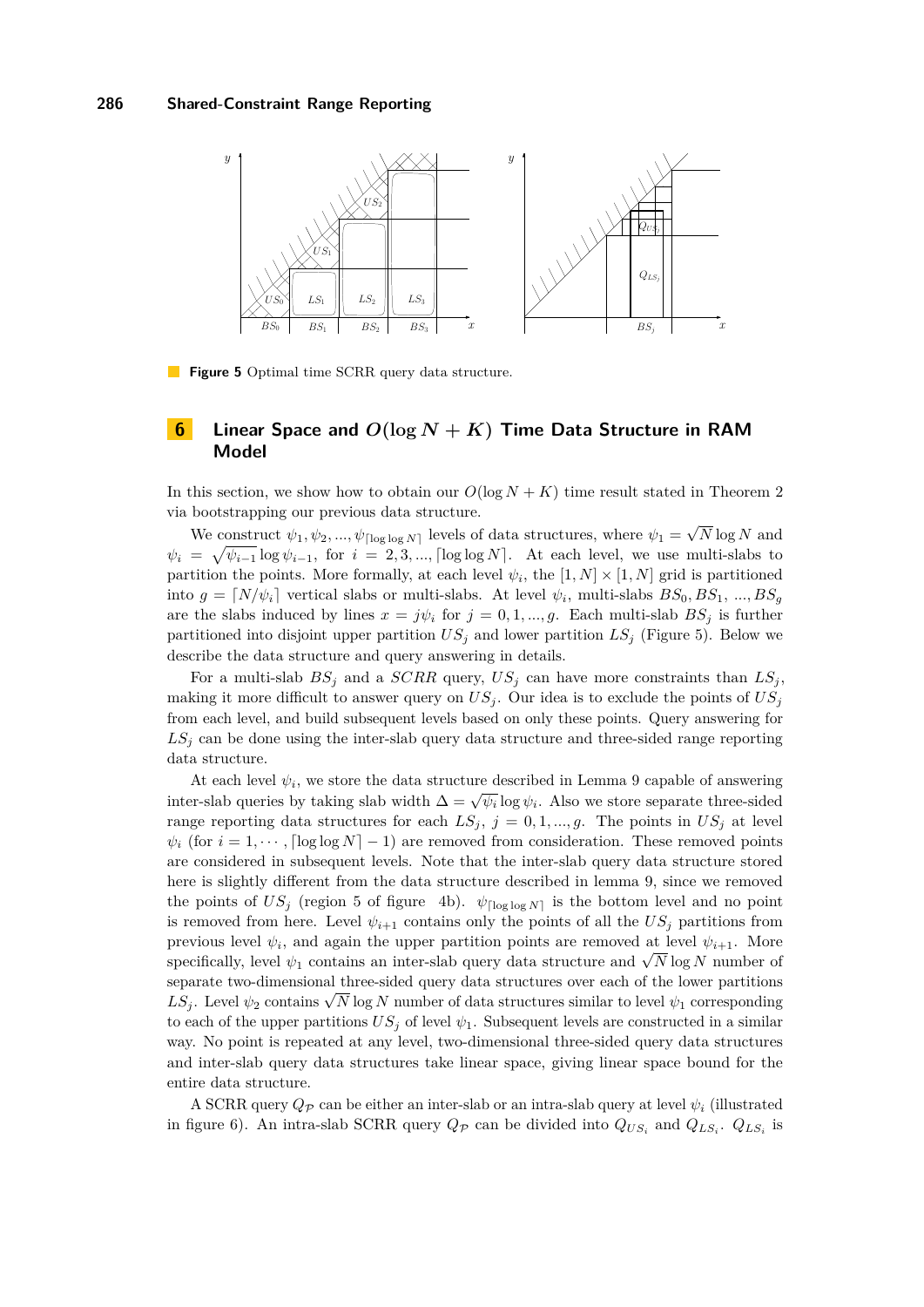**Figure 5** Optimal time SCRR query data structure.

## 6 Linear Space and $O(\log N + K)$ Time Data Structure in RAM Model

In this section, we show how to obtain our $O(\log N + K)$ time result stated in Theorem 2 via bootstrapping our previous data structure.

We construct $\psi_1, \psi_2, ..., \psi_{\lceil \log \log N \rceil}$ levels of data structures, where $\psi_1 = \sqrt{N} \log N$ and $\psi_i = \sqrt{\psi_{i-1}} \log \psi_{i-1}$, for $i = 2, 3, ..., \lceil \log \log N \rceil$. At each level, we use multi-slabs to partition the points. More formally, at each level $\psi_i$, the $[1, N] \times [1, N]$ grid is partitioned into $g = \lceil N/\psi_i \rceil$ vertical slabs or multi-slabs. At level $\psi_i$, multi-slabs $BS_0, BS_1, ..., BS_g$ are the slabs induced by lines $x = j\psi_i$ for $j = 0, 1, ..., g$. Each multi-slab $BS_j$ is further partitioned into disjoint upper partition $US_j$ and lower partition $LS_j$ (Figure 5). Below we describe the data structure and query answering in details.

For a multi-slab $BS_j$ and a $SCRR$ query, $US_j$ can have more constraints than $LS_j$, making it more difficult to answer query on $US_j$. Our idea is to exclude the points of $US_j$ from each level, and build subsequent levels based on only these points. Query answering for $LS_j$ can be done using the inter-slab query data structure and three-sided range reporting data structure.

At each level $\psi_i$, we store the data structure described in Lemma 9 capable of answering inter-slab queries by taking slab width $\Delta = \sqrt{\psi_i} \log \psi_i$. Also we store separate three-sided range reporting data structures for each $LS_j$, $j = 0, 1, ..., g$. The points in $US_j$ at level $\psi_i$ (for $i = 1, \cdots, \lceil \log \log N \rceil - 1$) are removed from consideration. These removed points are considered in subsequent levels. Note that the inter-slab query data structure stored here is slightly different from the data structure described in lemma 9, since we removed the points of $US_j$ (region 5 of figure 4b). $\psi_{\lceil \log \log N \rceil}$ is the bottom level and no point is removed from here. Level $\psi_{i+1}$ contains only the points of all the $US_j$ partitions from previous level $\psi_i$, and again the upper partition points are removed at level $\psi_{i+1}$. More specifically, level $\psi_1$ contains an inter-slab query data structure and $\sqrt{N} \log N$ number of separate two-dimensional three-sided query data structures over each of the lower partitions $LS_j$. Level $\psi_2$ contains $\sqrt{N} \log N$ number of data structures similar to level $\psi_1$ corresponding to each of the upper partitions $US_j$ of level $\psi_1$. Subsequent levels are constructed in a similar way. No point is repeated at any level, two-dimensional three-sided query data structures and inter-slab query data structures take linear space, giving linear space bound for the entire data structure.

A SCRR query $Q_{\mathcal{P}}$ can be either an inter-slab or an intra-slab query at level $\psi_i$ (illustrated in figure 6). An intra-slab SCRR query $Q_{\mathcal{P}}$ can be divided into $Q_{US_i}$ and $Q_{LS_i}$. $Q_{LS_i}$ is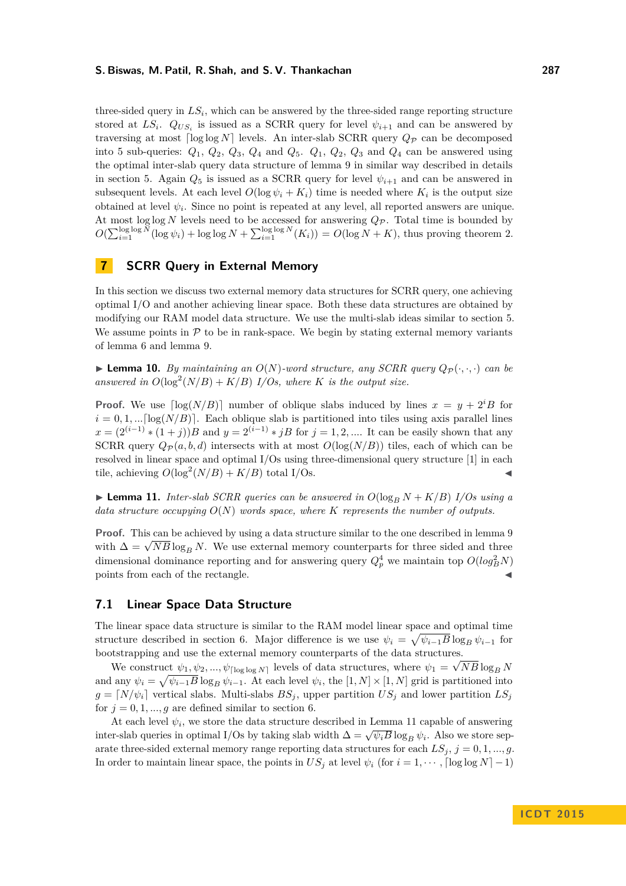three-sided query in $LS_i$, which can be answered by the three-sided range reporting structure stored at $LS_i$. $Q_{US_i}$ is issued as a SCRR query for level $\psi_{i+1}$ and can be answered by traversing at most $\lceil \log\log N \rceil$ levels. An inter-slab SCRR query $Q_{\mathcal{P}}$ can be decomposed into 5 sub-queries: $Q_1$, $Q_2$, $Q_3$, $Q_4$ and $Q_5$. $Q_1$, $Q_2$, $Q_3$ and $Q_4$ can be answered using the optimal inter-slab query data structure of lemma 9 in similar way described in details in section 5. Again $Q_5$ is issued as a SCRR query for level $\psi_{i+1}$ and can be answered in subsequent levels. At each level $O(\log \psi_i + K_i)$ time is needed where $K_i$ is the output size obtained at level $\psi_i$. Since no point is repeated at any level, all reported answers are unique. At most $\log\log N$ levels need to be accessed for answering $Q_{\mathcal{P}}$. Total time is bounded by $O(\sum_{i=1}^{\log\log N}(\log \psi_i) + \log\log N + \sum_{i=1}^{\log\log N}(K_i)) = O(\log N + K)$, thus proving theorem 2.

## 7 SCRR Query in External Memory

In this section we discuss two external memory data structures for SCRR query, one achieving optimal I/O and another achieving linear space. Both these data structures are obtained by modifying our RAM model data structure. We use the multi-slab ideas similar to section 5. We assume points in $\mathcal{P}$ to be in rank-space. We begin by stating external memory variants of lemma 6 and lemma 9.

▶ **Lemma 10.** *By maintaining an $O(N)$-word structure, any SCRR query $Q_{\mathcal{P}}(\cdot,\cdot,\cdot)$ can be answered in $O(\log^2(N/B) + K/B)$ I/Os, where $K$ is the output size.*

**Proof.** We use $\lceil \log(N/B) \rceil$ number of oblique slabs induced by lines $x = y + 2^i B$ for $i = 0, 1, ...\lceil \log(N/B) \rceil$. Each oblique slab is partitioned into tiles using axis parallel lines $x = (2^{(i-1)} * (1+j))B$ and $y = 2^{(i-1)} * jB$ for $j = 1, 2, ....$ It can be easily shown that any SCRR query $Q_{\mathcal{P}}(a, b, d)$ intersects with at most $O(\log(N/B))$ tiles, each of which can be resolved in linear space and optimal I/Os using three-dimensional query structure [1] in each tile, achieving $O(\log^2(N/B) + K/B)$ total I/Os. ◀

▶ **Lemma 11.** *Inter-slab SCRR queries can be answered in $O(\log_B N + K/B)$ I/Os using a data structure occupying $O(N)$ words space, where $K$ represents the number of outputs.*

**Proof.** This can be achieved by using a data structure similar to the one described in lemma 9 with $\Delta = \sqrt{NB}\log_B N$. We use external memory counterparts for three sided and three dimensional dominance reporting and for answering query $Q_p^4$ we maintain top $O(log_B^2 N)$ points from each of the rectangle. ◀

### 7.1 Linear Space Data Structure

The linear space data structure is similar to the RAM model linear space and optimal time structure described in section 6. Major difference is we use $\psi_i = \sqrt{\psi_{i-1}B}\log_B \psi_{i-1}$ for bootstrapping and use the external memory counterparts of the data structures.

We construct $\psi_1, \psi_2, ..., \psi_{\lceil \log\log N \rceil}$ levels of data structures, where $\psi_1 = \sqrt{NB}\log_B N$ and any $\psi_i = \sqrt{\psi_{i-1}B}\log_B \psi_{i-1}$. At each level $\psi_i$, the $[1, N] \times [1, N]$ grid is partitioned into $g = \lceil N/\psi_i \rceil$ vertical slabs. Multi-slabs $BS_j$, upper partition $US_j$ and lower partition $LS_j$ for $j = 0, 1, ..., g$ are defined similar to section 6.

At each level $\psi_i$, we store the data structure described in Lemma 11 capable of answering inter-slab queries in optimal I/Os by taking slab width $\Delta = \sqrt{\psi_i B}\log_B \psi_i$. Also we store separate three-sided external memory range reporting data structures for each $LS_j$, $j = 0, 1, ..., g$. In order to maintain linear space, the points in $US_j$ at level $\psi_i$ (for $i = 1, \cdots, \lceil \log\log N \rceil - 1$)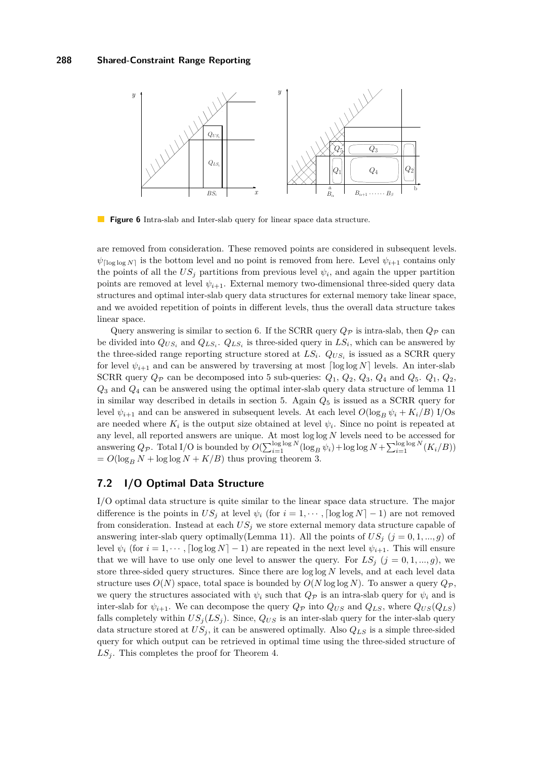**Figure 6** Intra-slab and Inter-slab query for linear space data structure.

are removed from consideration. These removed points are considered in subsequent levels. $\psi_{\lceil \log\log N \rceil}$ is the bottom level and no point is removed from here. Level $\psi_{i+1}$ contains only the points of all the $US_j$ partitions from previous level $\psi_i$, and again the upper partition points are removed at level $\psi_{i+1}$. External memory two-dimensional three-sided query data structures and optimal inter-slab query data structures for external memory take linear space, and we avoided repetition of points in different levels, thus the overall data structure takes linear space.

Query answering is similar to section 6. If the SCRR query $Q_{\mathcal{P}}$ is intra-slab, then $Q_{\mathcal{P}}$ can be divided into $Q_{US_i}$ and $Q_{LS_i}$. $Q_{LS_i}$ is three-sided query in $LS_i$, which can be answered by the three-sided range reporting structure stored at $LS_i$. $Q_{US_i}$ is issued as a SCRR query for level $\psi_{i+1}$ and can be answered by traversing at most $\lceil \log\log N \rceil$ levels. An inter-slab SCRR query $Q_{\mathcal{P}}$ can be decomposed into 5 sub-queries: $Q_1$, $Q_2$, $Q_3$, $Q_4$ and $Q_5$. $Q_1$, $Q_2$, $Q_3$ and $Q_4$ can be answered using the optimal inter-slab query data structure of lemma 11 in similar way described in details in section 5. Again $Q_5$ is issued as a SCRR query for level $\psi_{i+1}$ and can be answered in subsequent levels. At each level $O(\log_B \psi_i + K_i/B)$ I/Os are needed where $K_i$ is the output size obtained at level $\psi_i$. Since no point is repeated at any level, all reported answers are unique. At most $\log\log N$ levels need to be accessed for answering $Q_{\mathcal{P}}$. Total I/O is bounded by $O(\sum_{i=1}^{\log\log N}(\log_B \psi_i)+\log\log N+\sum_{i=1}^{\log\log N}(K_i/B))$ $= O(\log_B N + \log\log N + K/B)$ thus proving theorem 3.

## 7.2 I/O Optimal Data Structure

I/O optimal data structure is quite similar to the linear space data structure. The major difference is the points in $US_j$ at level $\psi_i$ (for $i = 1, \cdots, \lceil \log\log N \rceil - 1$) are not removed from consideration. Instead at each $US_j$ we store external memory data structure capable of answering inter-slab query optimally(Lemma 11). All the points of $US_j$ ($j = 0, 1, ..., g$) of level $\psi_i$ (for $i = 1, \cdots, \lceil \log\log N \rceil - 1$) are repeated in the next level $\psi_{i+1}$. This will ensure that we will have to use only one level to answer the query. For $LS_j$ ($j = 0, 1, ..., g$), we store three-sided query structures. Since there are $\log\log N$ levels, and at each level data structure uses $O(N)$ space, total space is bounded by $O(N \log\log N)$. To answer a query $Q_{\mathcal{P}}$, we query the structures associated with $\psi_i$ such that $Q_{\mathcal{P}}$ is an intra-slab query for $\psi_i$ and is inter-slab for $\psi_{i+1}$. We can decompose the query $Q_{\mathcal{P}}$ into $Q_{US}$ and $Q_{LS}$, where $Q_{US}(Q_{LS})$ falls completely within $US_j(LS_j)$. Since, $Q_{US}$ is an inter-slab query for the inter-slab query data structure stored at $US_j$, it can be answered optimally. Also $Q_{LS}$ is a simple three-sided query for which output can be retrieved in optimal time using the three-sided structure of $LS_j$. This completes the proof for Theorem 4.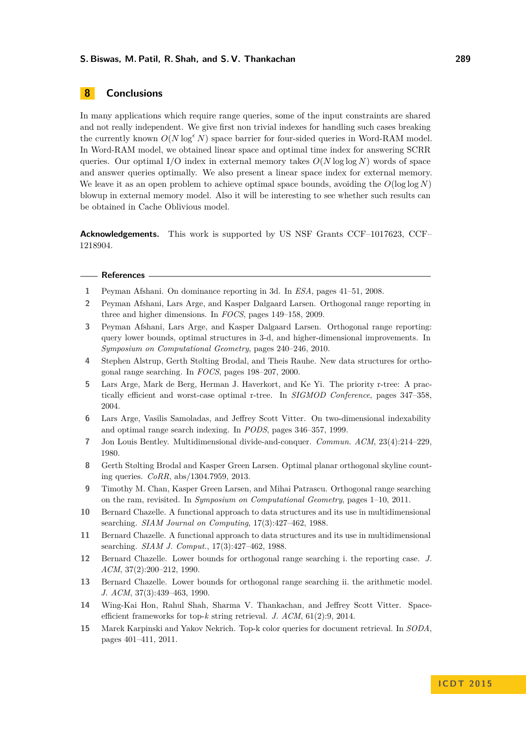## 8 Conclusions

In many applications which require range queries, some of the input constraints are shared and not really independent. We give first non trivial indexes for handling such cases breaking the currently known $O(N \log^{\epsilon} N)$ space barrier for four-sided queries in Word-RAM model. In Word-RAM model, we obtained linear space and optimal time index for answering SCRR queries. Our optimal I/O index in external memory takes $O(N \log\log N)$ words of space and answer queries optimally. We also present a linear space index for external memory. We leave it as an open problem to achieve optimal space bounds, avoiding the $O(\log\log N)$ blowup in external memory model. Also it will be interesting to see whether such results can be obtained in Cache Oblivious model.

**Acknowledgements.** This work is supported by US NSF Grants CCF–1017623, CCF–1218904.

### References

1. Peyman Afshani. On dominance reporting in 3d. In *ESA*, pages 41–51, 2008.
2. Peyman Afshani, Lars Arge, and Kasper Dalgaard Larsen. Orthogonal range reporting in three and higher dimensions. In *FOCS*, pages 149–158, 2009.
3. Peyman Afshani, Lars Arge, and Kasper Dalgaard Larsen. Orthogonal range reporting: query lower bounds, optimal structures in 3-d, and higher-dimensional improvements. In *Symposium on Computational Geometry*, pages 240–246, 2010.
4. Stephen Alstrup, Gerth Stølting Brodal, and Theis Rauhe. New data structures for orthogonal range searching. In *FOCS*, pages 198–207, 2000.
5. Lars Arge, Mark de Berg, Herman J. Haverkort, and Ke Yi. The priority r-tree: A practically efficient and worst-case optimal r-tree. In *SIGMOD Conference*, pages 347–358, 2004.
6. Lars Arge, Vasilis Samoladas, and Jeffrey Scott Vitter. On two-dimensional indexability and optimal range search indexing. In *PODS*, pages 346–357, 1999.
7. Jon Louis Bentley. Multidimensional divide-and-conquer. *Commun. ACM*, 23(4):214–229, 1980.
8. Gerth Stølting Brodal and Kasper Green Larsen. Optimal planar orthogonal skyline counting queries. *CoRR*, abs/1304.7959, 2013.
9. Timothy M. Chan, Kasper Green Larsen, and Mihai Patrascu. Orthogonal range searching on the ram, revisited. In *Symposium on Computational Geometry*, pages 1–10, 2011.
10. Bernard Chazelle. A functional approach to data structures and its use in multidimensional searching. *SIAM Journal on Computing*, 17(3):427–462, 1988.
11. Bernard Chazelle. A functional approach to data structures and its use in multidimensional searching. *SIAM J. Comput.*, 17(3):427–462, 1988.
12. Bernard Chazelle. Lower bounds for orthogonal range searching i. the reporting case. *J. ACM*, 37(2):200–212, 1990.
13. Bernard Chazelle. Lower bounds for orthogonal range searching ii. the arithmetic model. *J. ACM*, 37(3):439–463, 1990.
14. Wing-Kai Hon, Rahul Shah, Sharma V. Thankachan, and Jeffrey Scott Vitter. Space-efficient frameworks for top-$k$ string retrieval. *J. ACM*, 61(2):9, 2014.
15. Marek Karpinski and Yakov Nekrich. Top-k color queries for document retrieval. In *SODA*, pages 401–411, 2011.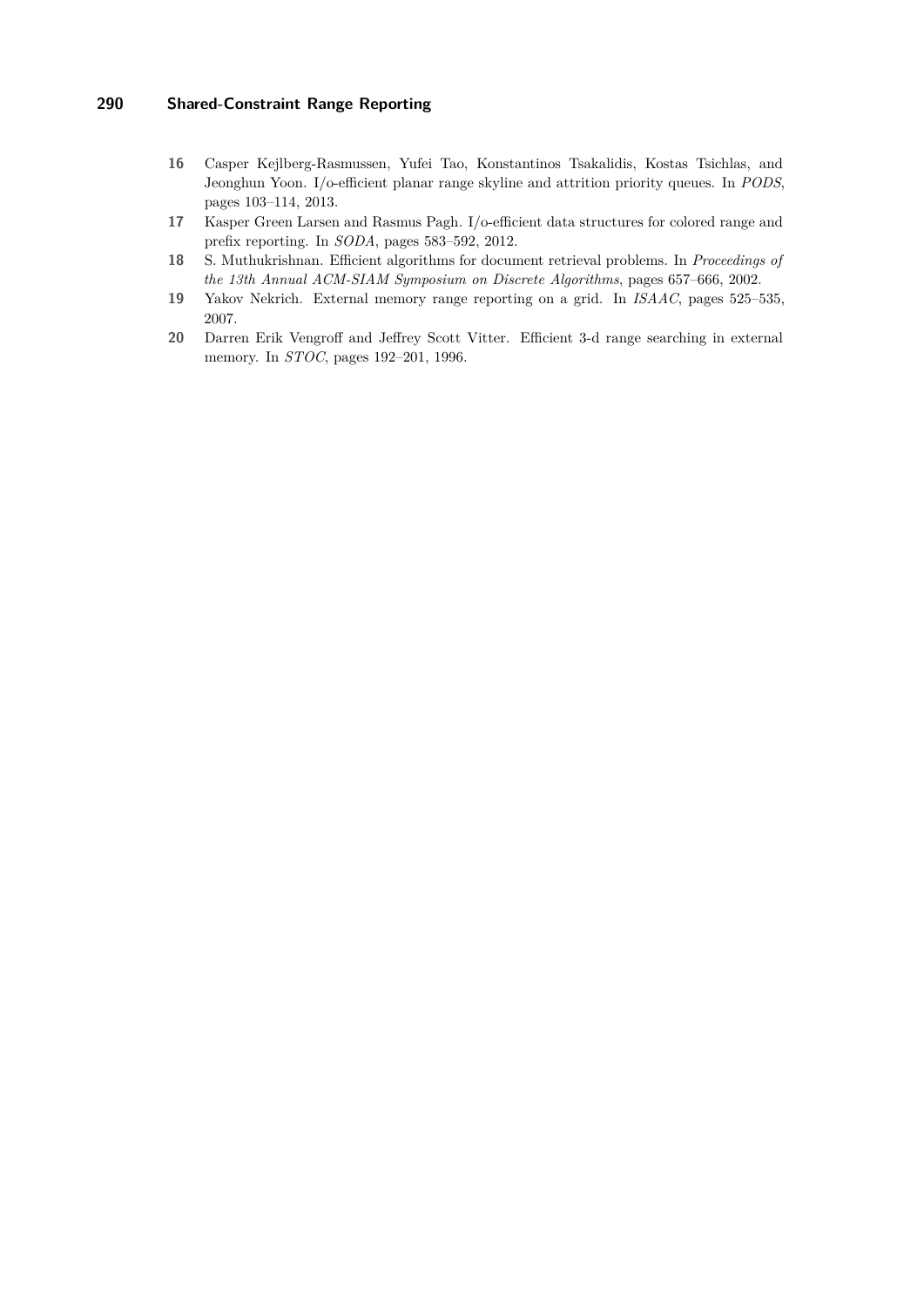16 Casper Kejlberg-Rasmussen, Yufei Tao, Konstantinos Tsakalidis, Kostas Tsichlas, and Jeonghun Yoon. I/o-efficient planar range skyline and attrition priority queues. In *PODS*, pages 103–114, 2013.

17 Kasper Green Larsen and Rasmus Pagh. I/o-efficient data structures for colored range and prefix reporting. In *SODA*, pages 583–592, 2012.

18 S. Muthukrishnan. Efficient algorithms for document retrieval problems. In *Proceedings of the 13th Annual ACM-SIAM Symposium on Discrete Algorithms*, pages 657–666, 2002.

19 Yakov Nekrich. External memory range reporting on a grid. In *ISAAC*, pages 525–535, 2007.

20 Darren Erik Vengroff and Jeffrey Scott Vitter. Efficient 3-d range searching in external memory. In *STOC*, pages 192–201, 1996.